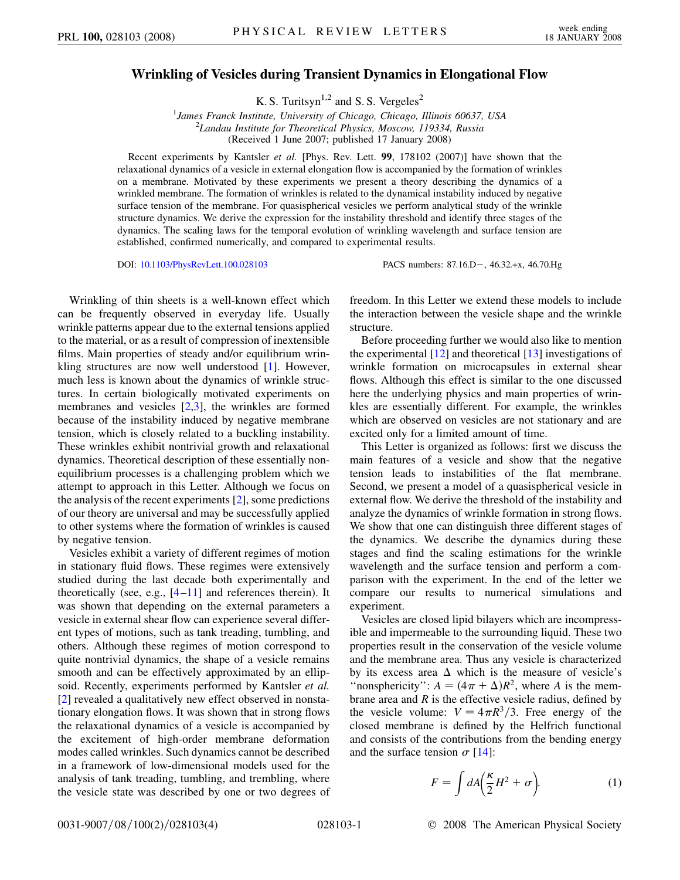# Wrinkling of Vesicles during Transient Dynamics in Elongational Flow

K. S. Turitsyn[1,2] and S. S. Vergeles[2]

[1]*James Franck Institute, University of Chicago, Chicago, Illinois 60637, USA*
[2]*Landau Institute for Theoretical Physics, Moscow, 119334, Russia*
(Received 1 June 2007; published 17 January 2008)

Recent experiments by Kantsler *et al.* [Phys. Rev. Lett. **99**, 178102 (2007)] have shown that the relaxational dynamics of a vesicle in external elongation flow is accompanied by the formation of wrinkles on a membrane. Motivated by these experiments we present a theory describing the dynamics of a wrinkled membrane. The formation of wrinkles is related to the dynamical instability induced by negative surface tension of the membrane. For quasispherical vesicles we perform analytical study of the wrinkle structure dynamics. We derive the expression for the instability threshold and identify three stages of the dynamics. The scaling laws for the temporal evolution of wrinkling wavelength and surface tension are established, confirmed numerically, and compared to experimental results.

DOI: 10.1103/PhysRevLett.100.028103

PACS numbers: 87.16.D−, 46.32.+x, 46.70.Hg

Wrinkling of thin sheets is a well-known effect which can be frequently observed in everyday life. Usually wrinkle patterns appear due to the external tensions applied to the material, or as a result of compression of inextensible films. Main properties of steady and/or equilibrium wrinkling structures are now well understood [1]. However, much less is known about the dynamics of wrinkle structures. In certain biologically motivated experiments on membranes and vesicles [2,3], the wrinkles are formed because of the instability induced by negative membrane tension, which is closely related to a buckling instability. These wrinkles exhibit nontrivial growth and relaxational dynamics. Theoretical description of these essentially nonequilibrium processes is a challenging problem which we attempt to approach in this Letter. Although we focus on the analysis of the recent experiments [2], some predictions of our theory are universal and may be successfully applied to other systems where the formation of wrinkles is caused by negative tension.

Vesicles exhibit a variety of different regimes of motion in stationary fluid flows. These regimes were extensively studied during the last decade both experimentally and theoretically (see, e.g., [4–11] and references therein). It was shown that depending on the external parameters a vesicle in external shear flow can experience several different types of motions, such as tank treading, tumbling, and others. Although these regimes of motion correspond to quite nontrivial dynamics, the shape of a vesicle remains smooth and can be effectively approximated by an ellipsoid. Recently, experiments performed by Kantsler *et al.* [2] revealed a qualitatively new effect observed in nonstationary elongation flows. It was shown that in strong flows the relaxational dynamics of a vesicle is accompanied by the excitement of high-order membrane deformation modes called wrinkles. Such dynamics cannot be described in a framework of low-dimensional models used for the analysis of tank treading, tumbling, and trembling, where the vesicle state was described by one or two degrees of freedom. In this Letter we extend these models to include the interaction between the vesicle shape and the wrinkle structure.

Before proceeding further we would also like to mention the experimental [12] and theoretical [13] investigations of wrinkle formation on microcapsules in external shear flows. Although this effect is similar to the one discussed here the underlying physics and main properties of wrinkles are essentially different. For example, the wrinkles which are observed on vesicles are not stationary and are excited only for a limited amount of time.

This Letter is organized as follows: first we discuss the main features of a vesicle and show that the negative tension leads to instabilities of the flat membrane. Second, we present a model of a quasispherical vesicle in external flow. We derive the threshold of the instability and analyze the dynamics of wrinkle formation in strong flows. We show that one can distinguish three different stages of the dynamics. We describe the dynamics during these stages and find the scaling estimations for the wrinkle wavelength and the surface tension and perform a comparison with the experiment. In the end of the letter we compare our results to numerical simulations and experiment.

Vesicles are closed lipid bilayers which are incompressible and impermeable to the surrounding liquid. These two properties result in the conservation of the vesicle volume and the membrane area. Thus any vesicle is characterized by its excess area $\Delta$ which is the measure of vesicle's "nonsphericity": $A = (4\pi + \Delta)R^2$, where $A$ is the membrane area and $R$ is the effective vesicle radius, defined by the vesicle volume: $V = 4\pi R^3/3$. Free energy of the closed membrane is defined by the Helfrich functional and consists of the contributions from the bending energy and the surface tension $\sigma$ [14]:

$$F = \int dA\left(\frac{\kappa}{2}H^2 + \sigma\right). \tag{1}$$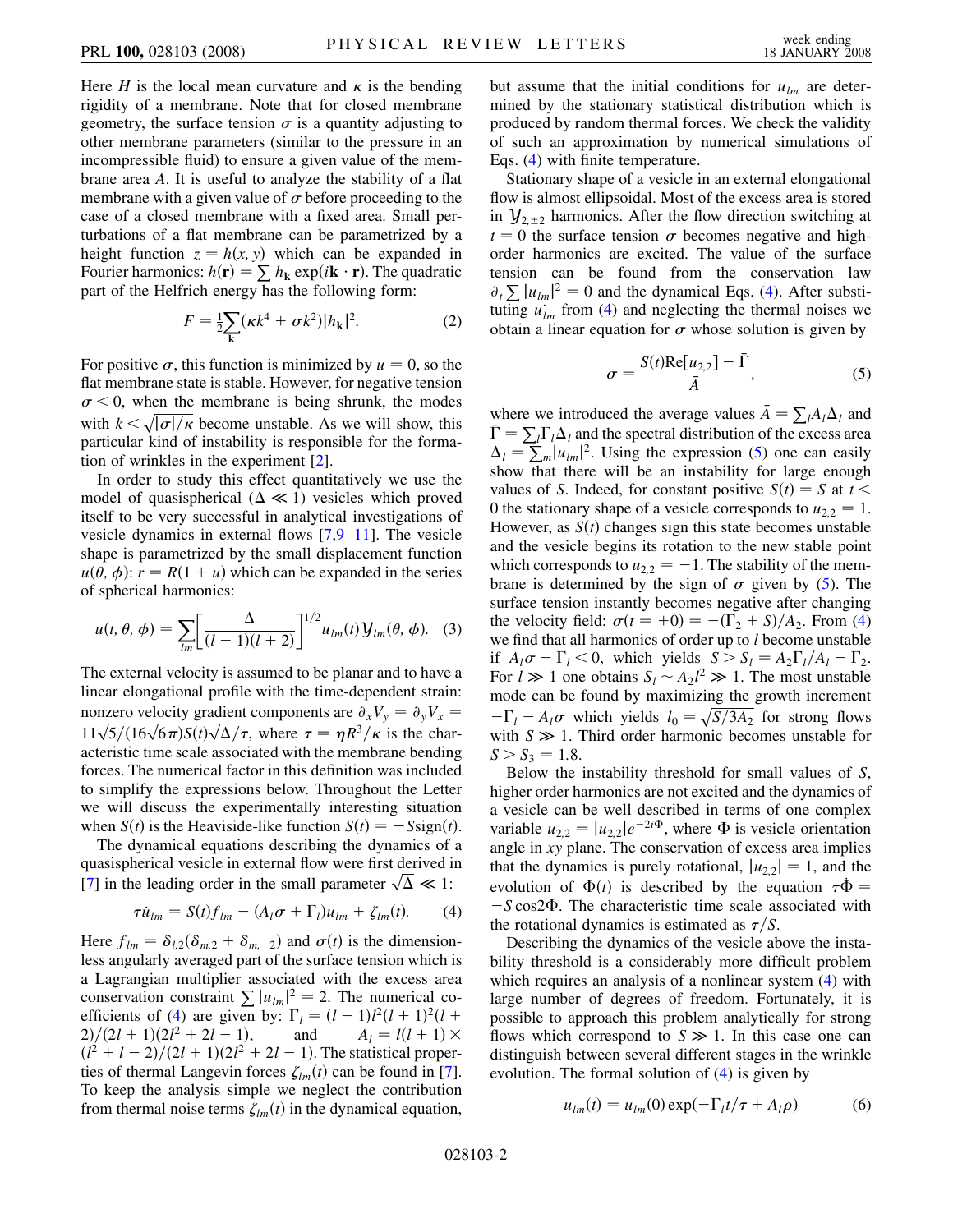Here $H$ is the local mean curvature and $\kappa$ is the bending rigidity of a membrane. Note that for closed membrane geometry, the surface tension $\sigma$ is a quantity adjusting to other membrane parameters (similar to the pressure in an incompressible fluid) to ensure a given value of the membrane area $A$. It is useful to analyze the stability of a flat membrane with a given value of $\sigma$ before proceeding to the case of a closed membrane with a fixed area. Small perturbations of a flat membrane can be parametrized by a height function $z = h(x, y)$ which can be expanded in Fourier harmonics: $h(\mathbf{r}) = \sum h_{\mathbf{k}} \exp(i\mathbf{k}\cdot\mathbf{r})$. The quadratic part of the Helfrich energy has the following form:

$$F = \frac{1}{2}\sum_{\mathbf{k}}(\kappa k^4 + \sigma k^2)|h_{\mathbf{k}}|^2. \tag{2}$$

For positive $\sigma$, this function is minimized by $u = 0$, so the flat membrane state is stable. However, for negative tension $\sigma < 0$, when the membrane is being shrunk, the modes with $k < \sqrt{|\sigma|/\kappa}$ become unstable. As we will show, this particular kind of instability is responsible for the formation of wrinkles in the experiment [2].

In order to study this effect quantitatively we use the model of quasispherical ($\Delta \ll 1$) vesicles which proved itself to be very successful in analytical investigations of vesicle dynamics in external flows [7,9–11]. The vesicle shape is parametrized by the small displacement function $u(\theta, \phi)$: $r = R(1 + u)$ which can be expanded in the series of spherical harmonics:

$$u(t, \theta, \phi) = \sum_{lm}\left[\frac{\Delta}{(l-1)(l+2)}\right]^{1/2} u_{lm}(t)\mathcal{Y}_{lm}(\theta, \phi). \tag{3}$$

The external velocity is assumed to be planar and to have a linear elongational profile with the time-dependent strain: nonzero velocity gradient components are $\partial_x V_y = \partial_y V_x = 11\sqrt{5}/(16\sqrt{6\pi})S(t)\sqrt{\Delta}/\tau$, where $\tau = \eta R^3/\kappa$ is the characteristic time scale associated with the membrane bending forces. The numerical factor in this definition was included to simplify the expressions below. Throughout the Letter we will discuss the experimentally interesting situation when $S(t)$ is the Heaviside-like function $S(t) = -S\,\mathrm{sign}(t)$.

The dynamical equations describing the dynamics of a quasispherical vesicle in external flow were first derived in [7] in the leading order in the small parameter $\sqrt{\Delta} \ll 1$:

$$\tau \dot{u}_{lm} = S(t) f_{lm} - (A_l\sigma + \Gamma_l)u_{lm} + \zeta_{lm}(t). \tag{4}$$

Here $f_{lm} = \delta_{l,2}(\delta_{m,2} + \delta_{m,-2})$ and $\sigma(t)$ is the dimensionless angularly averaged part of the surface tension which is a Lagrangian multiplier associated with the excess area conservation constraint $\sum |u_{lm}|^2 = 2$. The numerical coefficients of (4) are given by: $\Gamma_l = (l-1)l^2(l+1)^2(l+2)/(2l+1)(2l^2+2l-1)$, and $A_l = l(l+1)\times(l^2+l-2)/(2l+1)(2l^2+2l-1)$. The statistical properties of thermal Langevin forces $\zeta_{lm}(t)$ can be found in [7]. To keep the analysis simple we neglect the contribution from thermal noise terms $\zeta_{lm}(t)$ in the dynamical equation, but assume that the initial conditions for $u_{lm}$ are determined by the stationary statistical distribution which is produced by random thermal forces. We check the validity of such an approximation by numerical simulations of Eqs. (4) with finite temperature.

Stationary shape of a vesicle in an external elongational flow is almost ellipsoidal. Most of the excess area is stored in $\mathcal{Y}_{2,\pm 2}$ harmonics. After the flow direction switching at $t = 0$ the surface tension $\sigma$ becomes negative and high-order harmonics are excited. The value of the surface tension can be found from the conservation law $\partial_t \sum |u_{lm}|^2 = 0$ and the dynamical Eqs. (4). After substituting $\dot{u}_{lm}$ from (4) and neglecting the thermal noises we obtain a linear equation for $\sigma$ whose solution is given by

$$\sigma = \frac{S(t)\mathrm{Re}[u_{2,2}] - \bar{\Gamma}}{\bar{A}}, \tag{5}$$

where we introduced the average values $\bar{A} = \sum_l A_l\Delta_l$ and $\bar{\Gamma} = \sum_l \Gamma_l\Delta_l$ and the spectral distribution of the excess area $\Delta_l = \sum_m |u_{lm}|^2$. Using the expression (5) one can easily show that there will be an instability for large enough values of $S$. Indeed, for constant positive $S(t) = S$ at $t < 0$ the stationary shape of a vesicle corresponds to $u_{2,2} = 1$. However, as $S(t)$ changes sign this state becomes unstable and the vesicle begins its rotation to the new stable point which corresponds to $u_{2,2} = -1$. The stability of the membrane is determined by the sign of $\sigma$ given by (5). The surface tension instantly becomes negative after changing the velocity field: $\sigma(t = +0) = -(\Gamma_2 + S)/A_2$. From (4) we find that all harmonics of order up to $l$ become unstable if $A_l\sigma + \Gamma_l < 0$, which yields $S > S_l = A_2\Gamma_l/A_l - \Gamma_2$. For $l \gg 1$ one obtains $S_l \sim A_2 l^2 \gg 1$. The most unstable mode can be found by maximizing the growth increment $-\Gamma_l - A_l\sigma$ which yields $l_0 = \sqrt{S/3A_2}$ for strong flows with $S \gg 1$. Third order harmonic becomes unstable for $S > S_3 = 1.8$.

Below the instability threshold for small values of $S$, higher order harmonics are not excited and the dynamics of a vesicle can be well described in terms of one complex variable $u_{2,2} = |u_{2,2}|e^{-2i\Phi}$, where $\Phi$ is vesicle orientation angle in $xy$ plane. The conservation of excess area implies that the dynamics is purely rotational, $|u_{2,2}| = 1$, and the evolution of $\Phi(t)$ is described by the equation $\tau\dot{\Phi} = -S\cos 2\Phi$. The characteristic time scale associated with the rotational dynamics is estimated as $\tau/S$.

Describing the dynamics of the vesicle above the instability threshold is a considerably more difficult problem which requires an analysis of a nonlinear system (4) with large number of degrees of freedom. Fortunately, it is possible to approach this problem analytically for strong flows which correspond to $S \gg 1$. In this case one can distinguish between several different stages in the wrinkle evolution. The formal solution of (4) is given by

$$u_{lm}(t) = u_{lm}(0)\exp(-\Gamma_l t/\tau + A_l\rho) \tag{6}$$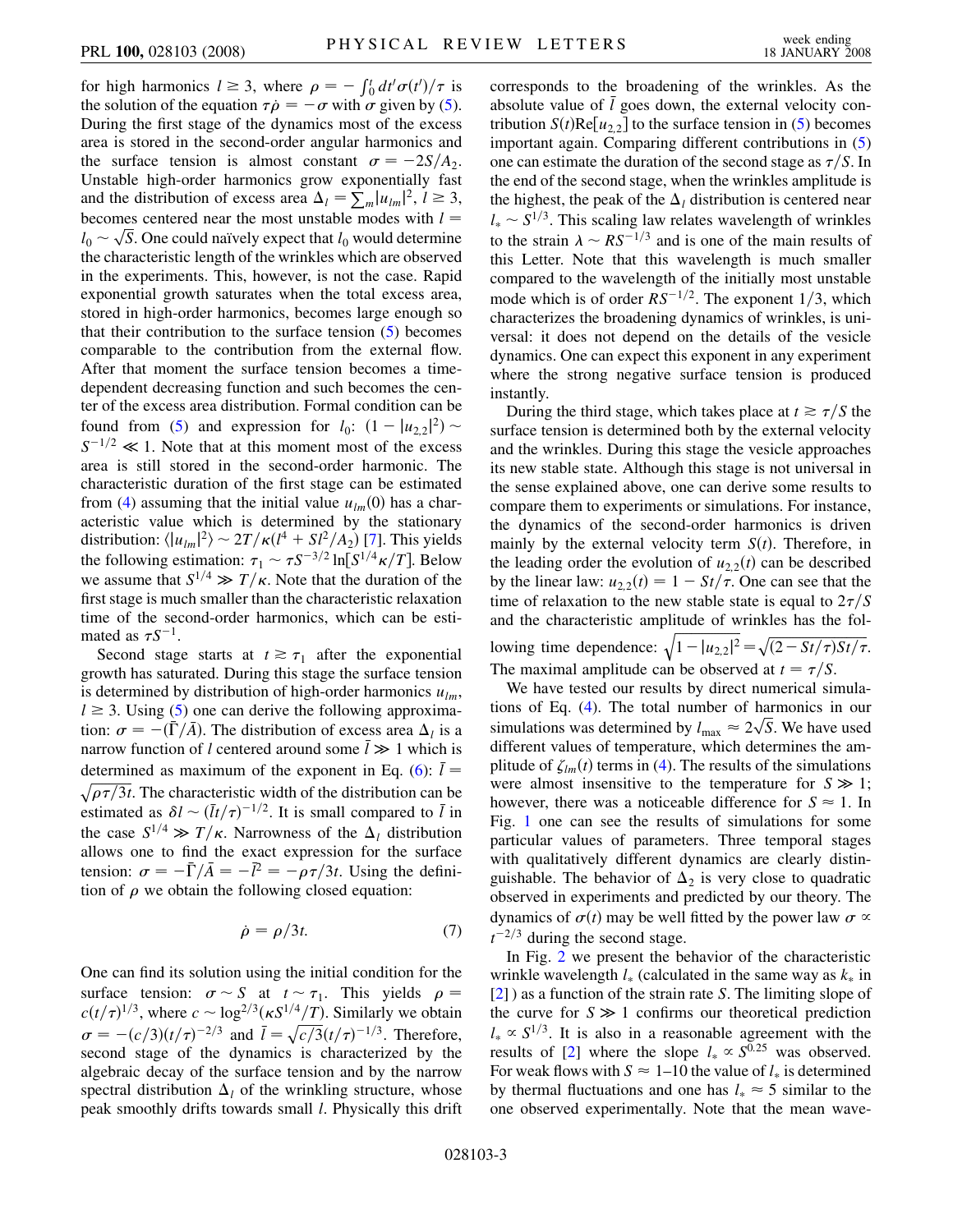for high harmonics $l \geq 3$, where $\rho = -\int_0^t dt' \sigma(t')/\tau$ is the solution of the equation $\tau\dot{\rho} = -\sigma$ with $\sigma$ given by (5). During the first stage of the dynamics most of the excess area is stored in the second-order angular harmonics and the surface tension is almost constant $\sigma = -2S/A_2$. Unstable high-order harmonics grow exponentially fast and the distribution of excess area $\Delta_l = \sum_m |u_{lm}|^2$, $l \geq 3$, becomes centered near the most unstable modes with $l = l_0 \sim \sqrt{S}$. One could naïvely expect that $l_0$ would determine the characteristic length of the wrinkles which are observed in the experiments. This, however, is not the case. Rapid exponential growth saturates when the total excess area, stored in high-order harmonics, becomes large enough so that their contribution to the surface tension (5) becomes comparable to the contribution from the external flow. After that moment the surface tension becomes a time-dependent decreasing function and such becomes the center of the excess area distribution. Formal condition can be found from (5) and expression for $l_0$: $(1 - |u_{2,2}|^2) \sim S^{-1/2} \ll 1$. Note that at this moment most of the excess area is still stored in the second-order harmonic. The characteristic duration of the first stage can be estimated from (4) assuming that the initial value $u_{lm}(0)$ has a characteristic value which is determined by the stationary distribution: $\langle |u_{lm}|^2 \rangle \sim 2T/\kappa(l^4 + Sl^2/A_2)$ [7]. This yields the following estimation: $\tau_1 \sim \tau S^{-3/2} \ln[S^{1/4}\kappa/T]$. Below we assume that $S^{1/4} \gg T/\kappa$. Note that the duration of the first stage is much smaller than the characteristic relaxation time of the second-order harmonics, which can be estimated as $\tau S^{-1}$.

Second stage starts at $t \gtrsim \tau_1$ after the exponential growth has saturated. During this stage the surface tension is determined by distribution of high-order harmonics $u_{lm}$, $l \geq 3$. Using (5) one can derive the following approximation: $\sigma = -(\bar{\Gamma}/\bar{A})$. The distribution of excess area $\Delta_l$ is a narrow function of $l$ centered around some $\bar{l} \gg 1$ which is determined as maximum of the exponent in Eq. (6): $\bar{l} = \sqrt{\rho\tau/3t}$. The characteristic width of the distribution can be estimated as $\delta l \sim (\bar{l}t/\tau)^{-1/2}$. It is small compared to $\bar{l}$ in the case $S^{1/4} \gg T/\kappa$. Narrowness of the $\Delta_l$ distribution allows one to find the exact expression for the surface tension: $\sigma = -\bar{\Gamma}/\bar{A} = -\bar{l}^2 = -\rho\tau/3t$. Using the definition of $\rho$ we obtain the following closed equation:

$$\dot{\rho} = \rho/3t. \tag{7}$$

One can find its solution using the initial condition for the surface tension: $\sigma \sim S$ at $t \sim \tau_1$. This yields $\rho = c(t/\tau)^{1/3}$, where $c \sim \log^{2/3}(\kappa S^{1/4}/T)$. Similarly we obtain $\sigma = -(c/3)(t/\tau)^{-2/3}$ and $\bar{l} = \sqrt{c/3}(t/\tau)^{-1/3}$. Therefore, second stage of the dynamics is characterized by the algebraic decay of the surface tension and by the narrow spectral distribution $\Delta_l$ of the wrinkling structure, whose peak smoothly drifts towards small $l$. Physically this drift corresponds to the broadening of the wrinkles. As the absolute value of $\bar{l}$ goes down, the external velocity contribution $S(t)\mathrm{Re}[u_{2,2}]$ to the surface tension in (5) becomes important again. Comparing different contributions in (5) one can estimate the duration of the second stage as $\tau/S$. In the end of the second stage, when the wrinkles amplitude is the highest, the peak of the $\Delta_l$ distribution is centered near $l_* \sim S^{1/3}$. This scaling law relates wavelength of wrinkles to the strain $\lambda \sim RS^{-1/3}$ and is one of the main results of this Letter. Note that this wavelength is much smaller compared to the wavelength of the initially most unstable mode which is of order $RS^{-1/2}$. The exponent $1/3$, which characterizes the broadening dynamics of wrinkles, is universal: it does not depend on the details of the vesicle dynamics. One can expect this exponent in any experiment where the strong negative surface tension is produced instantly.

During the third stage, which takes place at $t \gtrsim \tau/S$ the surface tension is determined both by the external velocity and the wrinkles. During this stage the vesicle approaches its new stable state. Although this stage is not universal in the sense explained above, one can derive some results to compare them to experiments or simulations. For instance, the dynamics of the second-order harmonics is driven mainly by the external velocity term $S(t)$. Therefore, in the leading order the evolution of $u_{2,2}(t)$ can be described by the linear law: $u_{2,2}(t) = 1 - St/\tau$. One can see that the time of relaxation to the new stable state is equal to $2\tau/S$ and the characteristic amplitude of wrinkles has the following time dependence: $\sqrt{1 - |u_{2,2}|^2} = \sqrt{(2 - St/\tau)St/\tau}$. The maximal amplitude can be observed at $t = \tau/S$.

We have tested our results by direct numerical simulations of Eq. (4). The total number of harmonics in our simulations was determined by $l_{\max} \approx 2\sqrt{S}$. We have used different values of temperature, which determines the amplitude of $\zeta_{lm}(t)$ terms in (4). The results of the simulations were almost insensitive to the temperature for $S \gg 1$; however, there was a noticeable difference for $S \approx 1$. In Fig. 1 one can see the results of simulations for some particular values of parameters. Three temporal stages with qualitatively different dynamics are clearly distinguishable. The behavior of $\Delta_2$ is very close to quadratic observed in experiments and predicted by our theory. The dynamics of $\sigma(t)$ may be well fitted by the power law $\sigma \propto t^{-2/3}$ during the second stage.

In Fig. 2 we present the behavior of the characteristic wrinkle wavelength $l_*$ (calculated in the same way as $k_*$ in [2] ) as a function of the strain rate $S$. The limiting slope of the curve for $S \gg 1$ confirms our theoretical prediction $l_* \propto S^{1/3}$. It is also in a reasonable agreement with the results of [2] where the slope $l_* \propto S^{0.25}$ was observed. For weak flows with $S \approx 1$–$10$ the value of $l_*$ is determined by thermal fluctuations and one has $l_* \approx 5$ similar to the one observed experimentally. Note that the mean wave-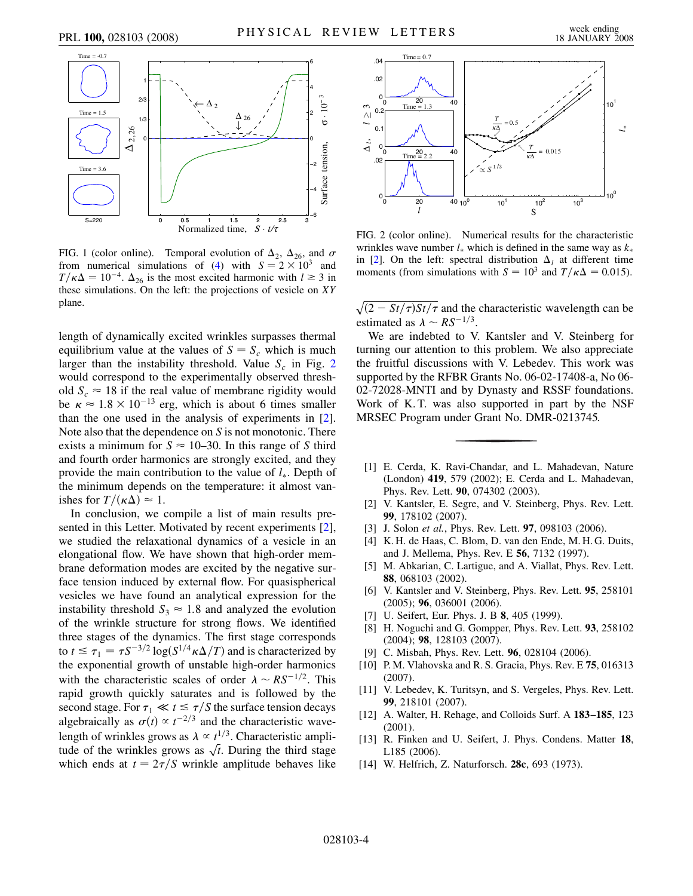Time = -0.7

Time = 1.5

Time = 3.6

S=220

1

2/3

1/3

0

$\Delta_{2,26}$

$\leftarrow \Delta_2$

$\Delta_{26}$

$\downarrow$

6

4

2

0

−2

−4

−6

Surface tension, $\sigma \cdot 10^{-3}$

0 0.5 1 1.5 2 2.5 3

Normalized time, $S \cdot t/\tau$

FIG. 1 (color online). Temporal evolution of $\Delta_2$, $\Delta_{26}$, and $\sigma$ from numerical simulations of (4) with $S = 2 \times 10^3$ and $T/\kappa\Delta = 10^{-4}$. $\Delta_{26}$ is the most excited harmonic with $l \geq 3$ in these simulations. On the left: the projections of vesicle on $XY$ plane.

Time = 0.7

Time = 1.3

Time = 2.2

.04

.02

0

0.2

0.1

0

.02

0

$\Delta_l$, $l \geq 3$

0 20 40

$l$

$\frac{T}{\kappa\Delta} = 0.5$

$\frac{T}{\kappa\Delta} = 0.015$

$\propto S^{1/3}$

$10^0$ $10^1$ $10^2$ $10^3$

S

$10^1$

$10^0$

$l_*$

FIG. 2 (color online). Numerical results for the characteristic wrinkles wave number $l_*$ which is defined in the same way as $k_*$ in [2]. On the left: spectral distribution $\Delta_l$ at different time moments (from simulations with $S = 10^3$ and $T/\kappa\Delta = 0.015$).

length of dynamically excited wrinkles surpasses thermal equilibrium value at the values of $S = S_c$ which is much larger than the instability threshold. Value $S_c$ in Fig. 2 would correspond to the experimentally observed threshold $S_c \approx 18$ if the real value of membrane rigidity would be $\kappa \approx 1.8 \times 10^{-13}$ erg, which is about 6 times smaller than the one used in the analysis of experiments in [2]. Note also that the dependence on $S$ is not monotonic. There exists a minimum for $S \approx 10$–$30$. In this range of $S$ third and fourth order harmonics are strongly excited, and they provide the main contribution to the value of $l_*$. Depth of the minimum depends on the temperature: it almost vanishes for $T/(\kappa\Delta) \approx 1$.

In conclusion, we compile a list of main results presented in this Letter. Motivated by recent experiments [2], we studied the relaxational dynamics of a vesicle in an elongational flow. We have shown that high-order membrane deformation modes are excited by the negative surface tension induced by external flow. For quasispherical vesicles we have found an analytical expression for the instability threshold $S_3 \approx 1.8$ and analyzed the evolution of the wrinkle structure for strong flows. We identified three stages of the dynamics. The first stage corresponds to $t \lesssim \tau_1 = \tau S^{-3/2} \log(S^{1/4}\kappa\Delta/T)$ and is characterized by the exponential growth of unstable high-order harmonics with the characteristic scales of order $\lambda \sim RS^{-1/2}$. This rapid growth quickly saturates and is followed by the second stage. For $\tau_1 \ll t \lesssim \tau/S$ the surface tension decays algebraically as $\sigma(t) \propto t^{-2/3}$ and the characteristic wavelength of wrinkles grows as $\lambda \propto t^{1/3}$. Characteristic amplitude of the wrinkles grows as $\sqrt{t}$. During the third stage which ends at $t = 2\tau/S$ wrinkle amplitude behaves like $\sqrt{(2 - St/\tau)St/\tau}$ and the characteristic wavelength can be estimated as $\lambda \sim RS^{-1/3}$.

We are indebted to V. Kantsler and V. Steinberg for turning our attention to this problem. We also appreciate the fruitful discussions with V. Lebedev. This work was supported by the RFBR Grants No. 06-02-17408-a, No 06-02-72028-MNTI and by Dynasty and RSSF foundations. Work of K. T. was also supported in part by the NSF MRSEC Program under Grant No. DMR-0213745.

---

[1] E. Cerda, K. Ravi-Chandar, and L. Mahadevan, Nature (London) **419**, 579 (2002); E. Cerda and L. Mahadevan, Phys. Rev. Lett. **90**, 074302 (2003).

[2] V. Kantsler, E. Segre, and V. Steinberg, Phys. Rev. Lett. **99**, 178102 (2007).

[3] J. Solon *et al.*, Phys. Rev. Lett. **97**, 098103 (2006).

[4] K. H. de Haas, C. Blom, D. van den Ende, M. H. G. Duits, and J. Mellema, Phys. Rev. E **56**, 7132 (1997).

[5] M. Abkarian, C. Lartigue, and A. Viallat, Phys. Rev. Lett. **88**, 068103 (2002).

[6] V. Kantsler and V. Steinberg, Phys. Rev. Lett. **95**, 258101 (2005); **96**, 036001 (2006).

[7] U. Seifert, Eur. Phys. J. B **8**, 405 (1999).

[8] H. Noguchi and G. Gompper, Phys. Rev. Lett. **93**, 258102 (2004); **98**, 128103 (2007).

[9] C. Misbah, Phys. Rev. Lett. **96**, 028104 (2006).

[10] P. M. Vlahovska and R. S. Gracia, Phys. Rev. E **75**, 016313 (2007).

[11] V. Lebedev, K. Turitsyn, and S. Vergeles, Phys. Rev. Lett. **99**, 218101 (2007).

[12] A. Walter, H. Rehage, and Colloids Surf. A **183–185**, 123 (2001).

[13] R. Finken and U. Seifert, J. Phys. Condens. Matter **18**, L185 (2006).

[14] W. Helfrich, Z. Naturforsch. **28c**, 693 (1973).